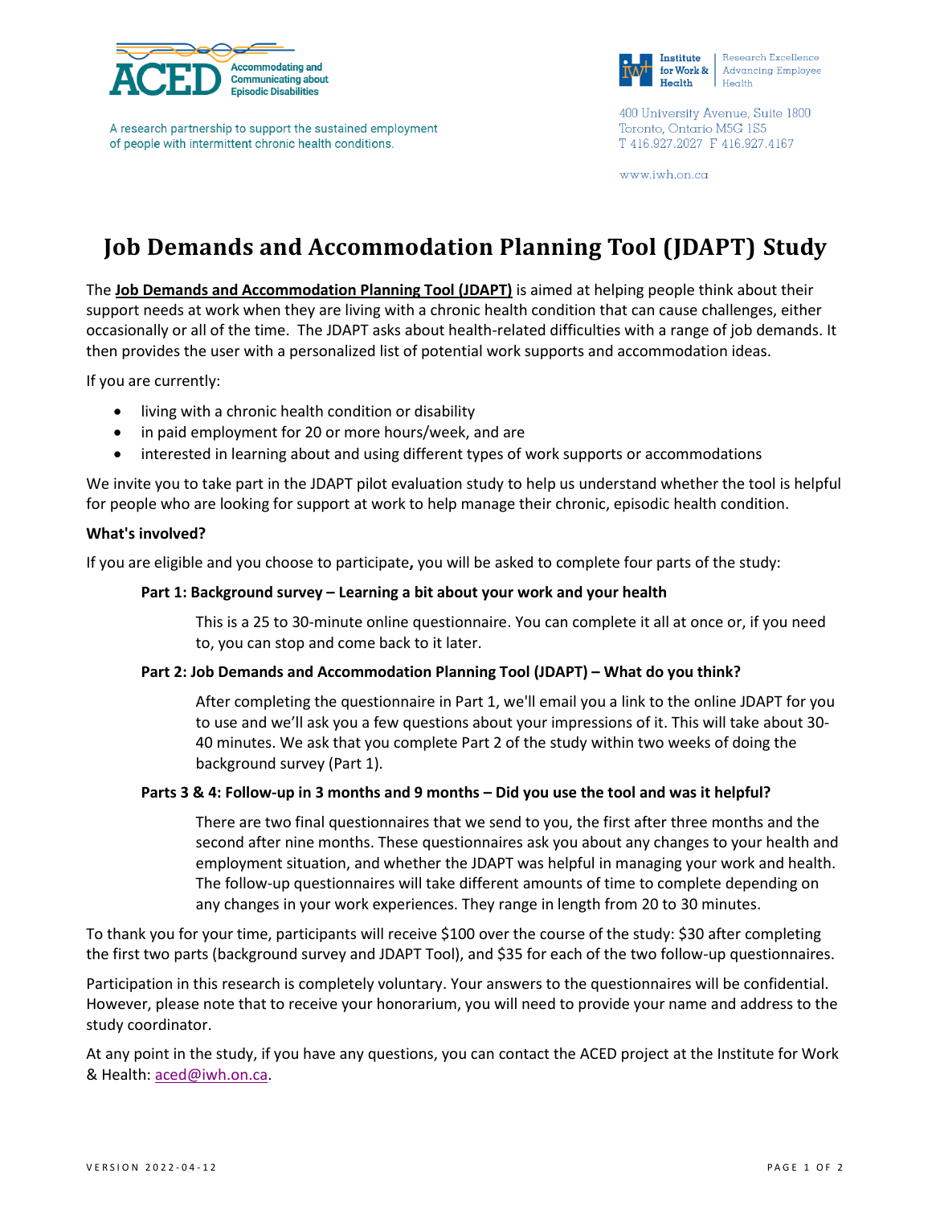ACED — Accommodating and Communicating about Episodic Disabilities

A research partnership to support the sustained employment of people with intermittent chronic health conditions.

Institute for Work & Health | Research Excellence Advancing Employee Health

400 University Avenue, Suite 1800
Toronto, Ontario M5G 1S5
T 416.927.2027 F 416.927.4167

www.iwh.on.ca

# Job Demands and Accommodation Planning Tool (JDAPT) Study

The **Job Demands and Accommodation Planning Tool (JDAPT)** is aimed at helping people think about their support needs at work when they are living with a chronic health condition that can cause challenges, either occasionally or all of the time. The JDAPT asks about health-related difficulties with a range of job demands. It then provides the user with a personalized list of potential work supports and accommodation ideas.

If you are currently:

- living with a chronic health condition or disability
- in paid employment for 20 or more hours/week, and are
- interested in learning about and using different types of work supports or accommodations

We invite you to take part in the JDAPT pilot evaluation study to help us understand whether the tool is helpful for people who are looking for support at work to help manage their chronic, episodic health condition.

**What's involved?**

If you are eligible and you choose to participate**,** you will be asked to complete four parts of the study:

**Part 1: Background survey – Learning a bit about your work and your health**

This is a 25 to 30-minute online questionnaire. You can complete it all at once or, if you need to, you can stop and come back to it later.

**Part 2: Job Demands and Accommodation Planning Tool (JDAPT) – What do you think?**

After completing the questionnaire in Part 1, we'll email you a link to the online JDAPT for you to use and we'll ask you a few questions about your impressions of it. This will take about 30-40 minutes. We ask that you complete Part 2 of the study within two weeks of doing the background survey (Part 1).

**Parts 3 & 4: Follow-up in 3 months and 9 months – Did you use the tool and was it helpful?**

There are two final questionnaires that we send to you, the first after three months and the second after nine months. These questionnaires ask you about any changes to your health and employment situation, and whether the JDAPT was helpful in managing your work and health. The follow-up questionnaires will take different amounts of time to complete depending on any changes in your work experiences. They range in length from 20 to 30 minutes.

To thank you for your time, participants will receive $100 over the course of the study: $30 after completing the first two parts (background survey and JDAPT Tool), and $35 for each of the two follow-up questionnaires.

Participation in this research is completely voluntary. Your answers to the questionnaires will be confidential. However, please note that to receive your honorarium, you will need to provide your name and address to the study coordinator.

At any point in the study, if you have any questions, you can contact the ACED project at the Institute for Work & Health: aced@iwh.on.ca.

VERSION 2022-04-12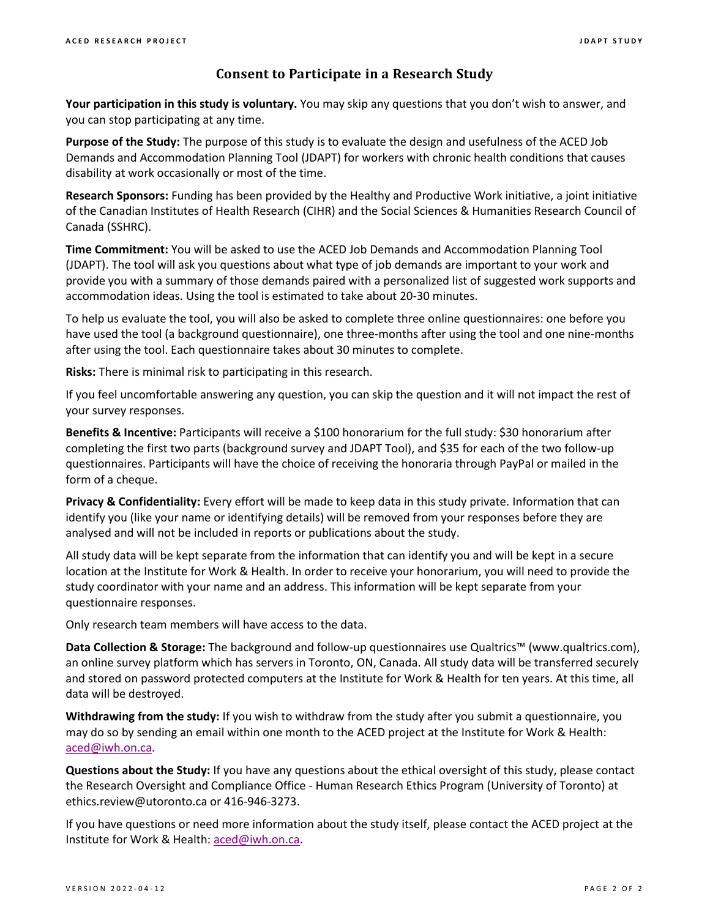## Consent to Participate in a Research Study

**Your participation in this study is voluntary.** You may skip any questions that you don't wish to answer, and you can stop participating at any time.

**Purpose of the Study:** The purpose of this study is to evaluate the design and usefulness of the ACED Job Demands and Accommodation Planning Tool (JDAPT) for workers with chronic health conditions that causes disability at work occasionally or most of the time.

**Research Sponsors:** Funding has been provided by the Healthy and Productive Work initiative, a joint initiative of the Canadian Institutes of Health Research (CIHR) and the Social Sciences & Humanities Research Council of Canada (SSHRC).

**Time Commitment:** You will be asked to use the ACED Job Demands and Accommodation Planning Tool (JDAPT). The tool will ask you questions about what type of job demands are important to your work and provide you with a summary of those demands paired with a personalized list of suggested work supports and accommodation ideas. Using the tool is estimated to take about 20-30 minutes.

To help us evaluate the tool, you will also be asked to complete three online questionnaires: one before you have used the tool (a background questionnaire), one three-months after using the tool and one nine-months after using the tool. Each questionnaire takes about 30 minutes to complete.

**Risks:** There is minimal risk to participating in this research.

If you feel uncomfortable answering any question, you can skip the question and it will not impact the rest of your survey responses.

**Benefits & Incentive:** Participants will receive a $100 honorarium for the full study: $30 honorarium after completing the first two parts (background survey and JDAPT Tool), and $35 for each of the two follow-up questionnaires. Participants will have the choice of receiving the honoraria through PayPal or mailed in the form of a cheque.

**Privacy & Confidentiality:** Every effort will be made to keep data in this study private. Information that can identify you (like your name or identifying details) will be removed from your responses before they are analysed and will not be included in reports or publications about the study.

All study data will be kept separate from the information that can identify you and will be kept in a secure location at the Institute for Work & Health. In order to receive your honorarium, you will need to provide the study coordinator with your name and an address. This information will be kept separate from your questionnaire responses.

Only research team members will have access to the data.

**Data Collection & Storage:** The background and follow-up questionnaires use Qualtrics™ (www.qualtrics.com), an online survey platform which has servers in Toronto, ON, Canada. All study data will be transferred securely and stored on password protected computers at the Institute for Work & Health for ten years. At this time, all data will be destroyed.

**Withdrawing from the study:** If you wish to withdraw from the study after you submit a questionnaire, you may do so by sending an email within one month to the ACED project at the Institute for Work & Health: aced@iwh.on.ca.

**Questions about the Study:** If you have any questions about the ethical oversight of this study, please contact the Research Oversight and Compliance Office - Human Research Ethics Program (University of Toronto) at ethics.review@utoronto.ca or 416-946-3273.

If you have questions or need more information about the study itself, please contact the ACED project at the Institute for Work & Health: aced@iwh.on.ca.